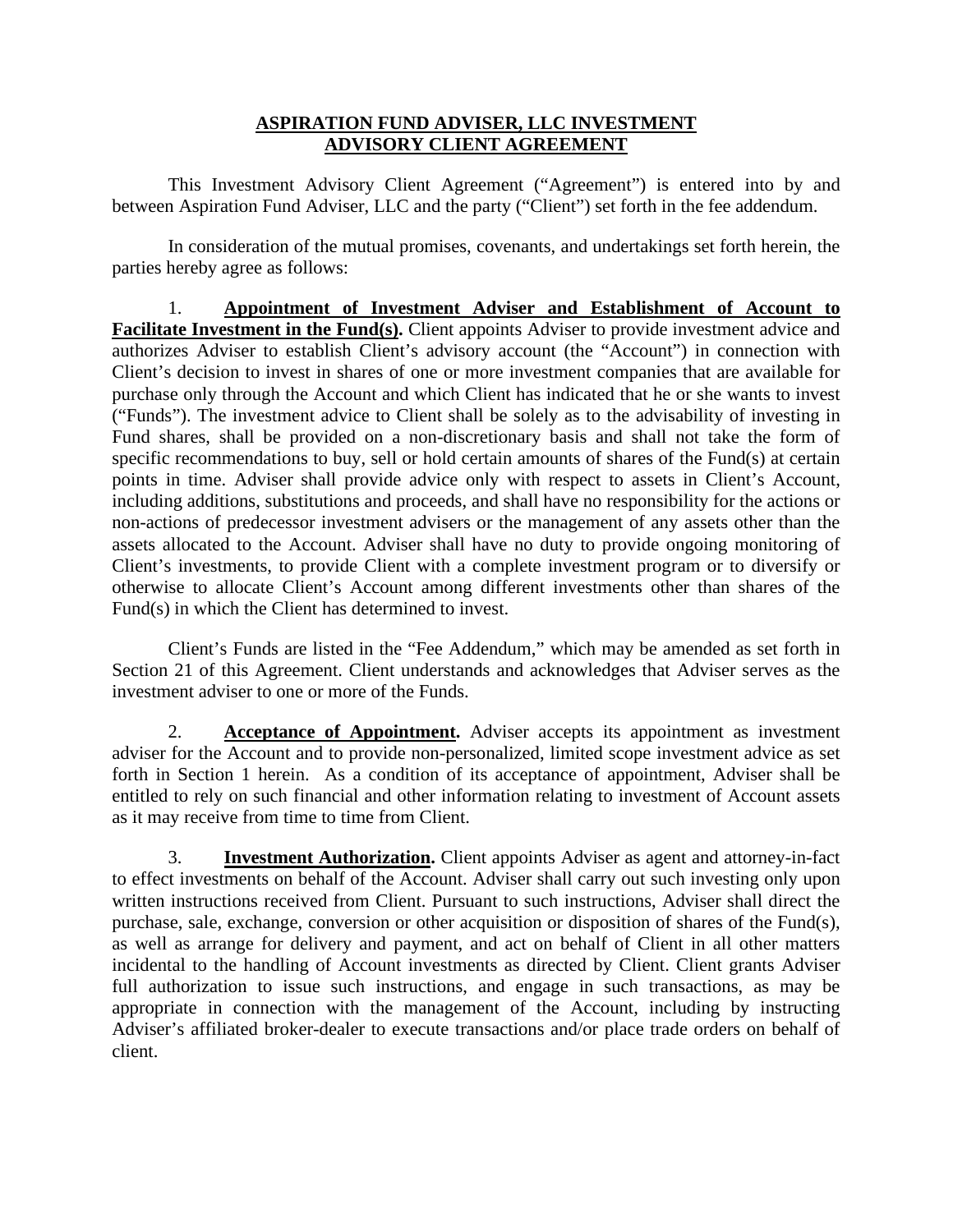# ASPIRATION FUND ADVISER, LLC INVESTMENT ADVISORY CLIENT AGREEMENT

This Investment Advisory Client Agreement ("Agreement") is entered into by and between Aspiration Fund Adviser, LLC and the party ("Client") set forth in the fee addendum.

In consideration of the mutual promises, covenants, and undertakings set forth herein, the parties hereby agree as follows:

1. **Appointment of Investment Adviser and Establishment of Account to Facilitate Investment in the Fund(s).** Client appoints Adviser to provide investment advice and authorizes Adviser to establish Client's advisory account (the "Account") in connection with Client's decision to invest in shares of one or more investment companies that are available for purchase only through the Account and which Client has indicated that he or she wants to invest ("Funds"). The investment advice to Client shall be solely as to the advisability of investing in Fund shares, shall be provided on a non-discretionary basis and shall not take the form of specific recommendations to buy, sell or hold certain amounts of shares of the Fund(s) at certain points in time. Adviser shall provide advice only with respect to assets in Client's Account, including additions, substitutions and proceeds, and shall have no responsibility for the actions or non-actions of predecessor investment advisers or the management of any assets other than the assets allocated to the Account. Adviser shall have no duty to provide ongoing monitoring of Client's investments, to provide Client with a complete investment program or to diversify or otherwise to allocate Client's Account among different investments other than shares of the Fund(s) in which the Client has determined to invest.

   Client's Funds are listed in the "Fee Addendum," which may be amended as set forth in Section 21 of this Agreement. Client understands and acknowledges that Adviser serves as the investment adviser to one or more of the Funds.

2. **Acceptance of Appointment.** Adviser accepts its appointment as investment adviser for the Account and to provide non-personalized, limited scope investment advice as set forth in Section 1 herein. As a condition of its acceptance of appointment, Adviser shall be entitled to rely on such financial and other information relating to investment of Account assets as it may receive from time to time from Client.

3. **Investment Authorization.** Client appoints Adviser as agent and attorney-in-fact to effect investments on behalf of the Account. Adviser shall carry out such investing only upon written instructions received from Client. Pursuant to such instructions, Adviser shall direct the purchase, sale, exchange, conversion or other acquisition or disposition of shares of the Fund(s), as well as arrange for delivery and payment, and act on behalf of Client in all other matters incidental to the handling of Account investments as directed by Client. Client grants Adviser full authorization to issue such instructions, and engage in such transactions, as may be appropriate in connection with the management of the Account, including by instructing Adviser's affiliated broker-dealer to execute transactions and/or place trade orders on behalf of client.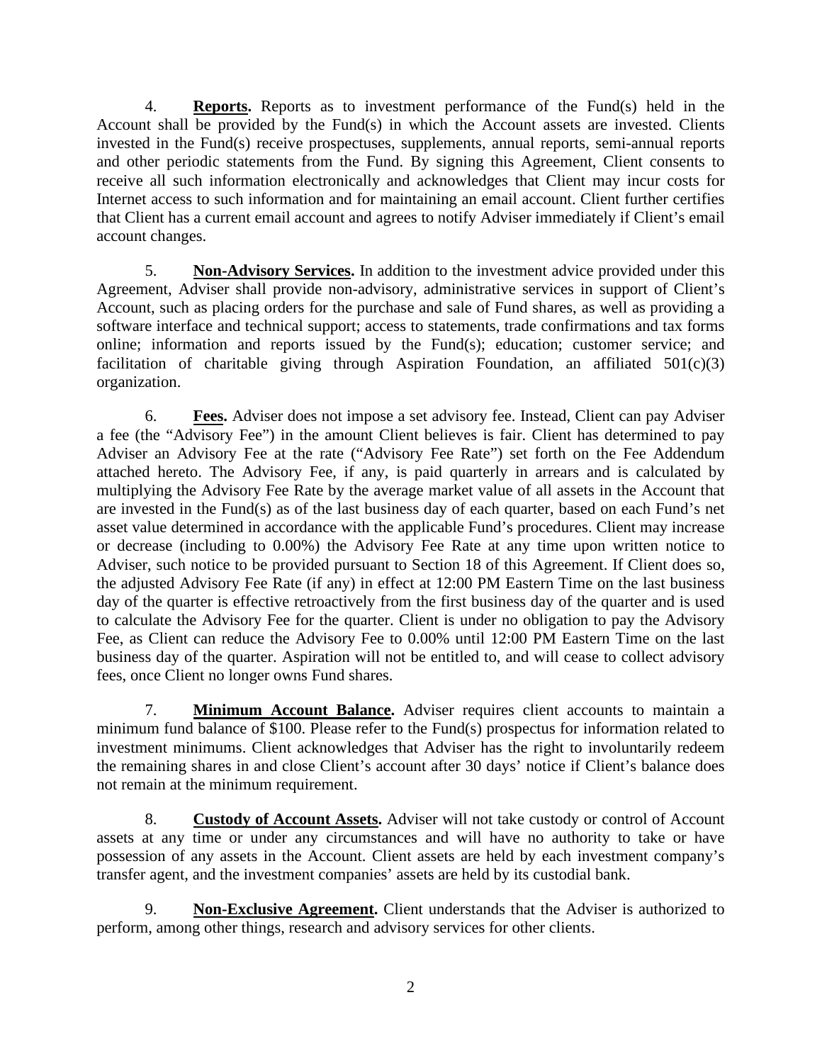4. **Reports.** Reports as to investment performance of the Fund(s) held in the Account shall be provided by the Fund(s) in which the Account assets are invested. Clients invested in the Fund(s) receive prospectuses, supplements, annual reports, semi-annual reports and other periodic statements from the Fund. By signing this Agreement, Client consents to receive all such information electronically and acknowledges that Client may incur costs for Internet access to such information and for maintaining an email account. Client further certifies that Client has a current email account and agrees to notify Adviser immediately if Client's email account changes.

5. **Non-Advisory Services.** In addition to the investment advice provided under this Agreement, Adviser shall provide non-advisory, administrative services in support of Client's Account, such as placing orders for the purchase and sale of Fund shares, as well as providing a software interface and technical support; access to statements, trade confirmations and tax forms online; information and reports issued by the Fund(s); education; customer service; and facilitation of charitable giving through Aspiration Foundation, an affiliated 501(c)(3) organization.

6. **Fees.** Adviser does not impose a set advisory fee. Instead, Client can pay Adviser a fee (the "Advisory Fee") in the amount Client believes is fair. Client has determined to pay Adviser an Advisory Fee at the rate ("Advisory Fee Rate") set forth on the Fee Addendum attached hereto. The Advisory Fee, if any, is paid quarterly in arrears and is calculated by multiplying the Advisory Fee Rate by the average market value of all assets in the Account that are invested in the Fund(s) as of the last business day of each quarter, based on each Fund's net asset value determined in accordance with the applicable Fund's procedures. Client may increase or decrease (including to 0.00%) the Advisory Fee Rate at any time upon written notice to Adviser, such notice to be provided pursuant to Section 18 of this Agreement. If Client does so, the adjusted Advisory Fee Rate (if any) in effect at 12:00 PM Eastern Time on the last business day of the quarter is effective retroactively from the first business day of the quarter and is used to calculate the Advisory Fee for the quarter. Client is under no obligation to pay the Advisory Fee, as Client can reduce the Advisory Fee to 0.00% until 12:00 PM Eastern Time on the last business day of the quarter. Aspiration will not be entitled to, and will cease to collect advisory fees, once Client no longer owns Fund shares.

7. **Minimum Account Balance.** Adviser requires client accounts to maintain a minimum fund balance of $100. Please refer to the Fund(s) prospectus for information related to investment minimums. Client acknowledges that Adviser has the right to involuntarily redeem the remaining shares in and close Client's account after 30 days' notice if Client's balance does not remain at the minimum requirement.

8. **Custody of Account Assets.** Adviser will not take custody or control of Account assets at any time or under any circumstances and will have no authority to take or have possession of any assets in the Account. Client assets are held by each investment company's transfer agent, and the investment companies' assets are held by its custodial bank.

9. **Non-Exclusive Agreement.** Client understands that the Adviser is authorized to perform, among other things, research and advisory services for other clients.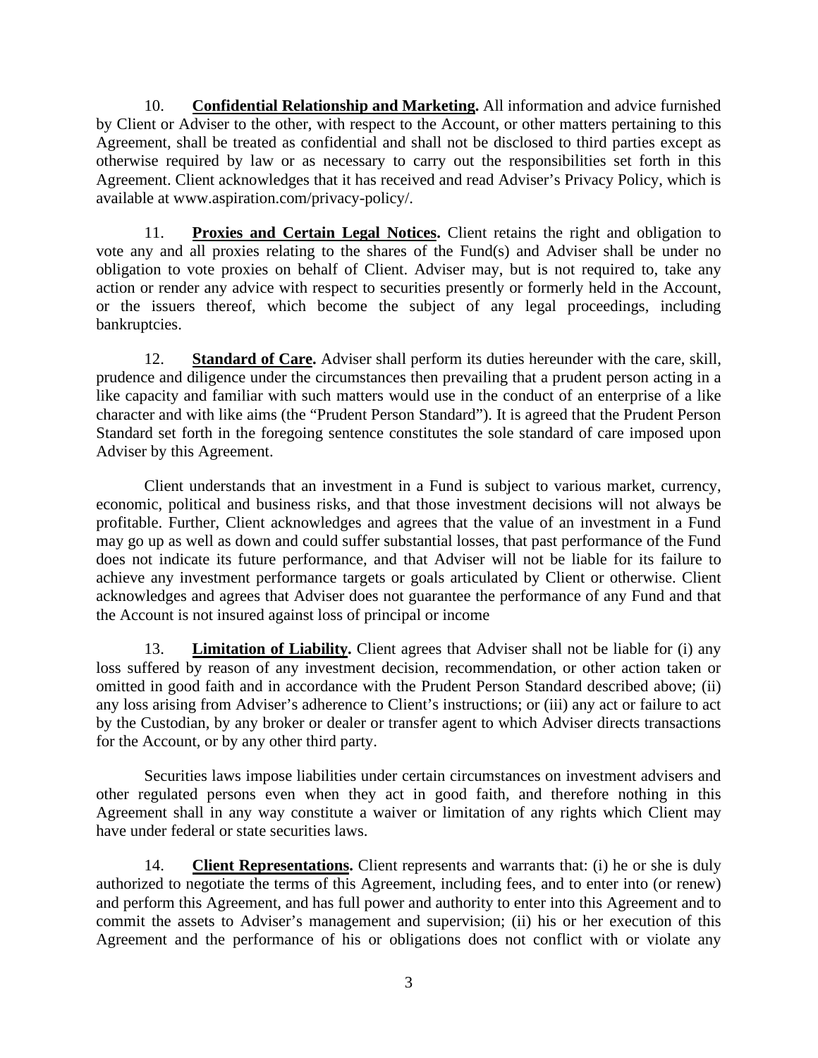10. **Confidential Relationship and Marketing.** All information and advice furnished by Client or Adviser to the other, with respect to the Account, or other matters pertaining to this Agreement, shall be treated as confidential and shall not be disclosed to third parties except as otherwise required by law or as necessary to carry out the responsibilities set forth in this Agreement. Client acknowledges that it has received and read Adviser's Privacy Policy, which is available at www.aspiration.com/privacy-policy/.

11. **Proxies and Certain Legal Notices.** Client retains the right and obligation to vote any and all proxies relating to the shares of the Fund(s) and Adviser shall be under no obligation to vote proxies on behalf of Client. Adviser may, but is not required to, take any action or render any advice with respect to securities presently or formerly held in the Account, or the issuers thereof, which become the subject of any legal proceedings, including bankruptcies.

12. **Standard of Care.** Adviser shall perform its duties hereunder with the care, skill, prudence and diligence under the circumstances then prevailing that a prudent person acting in a like capacity and familiar with such matters would use in the conduct of an enterprise of a like character and with like aims (the "Prudent Person Standard"). It is agreed that the Prudent Person Standard set forth in the foregoing sentence constitutes the sole standard of care imposed upon Adviser by this Agreement.

Client understands that an investment in a Fund is subject to various market, currency, economic, political and business risks, and that those investment decisions will not always be profitable. Further, Client acknowledges and agrees that the value of an investment in a Fund may go up as well as down and could suffer substantial losses, that past performance of the Fund does not indicate its future performance, and that Adviser will not be liable for its failure to achieve any investment performance targets or goals articulated by Client or otherwise. Client acknowledges and agrees that Adviser does not guarantee the performance of any Fund and that the Account is not insured against loss of principal or income

13. **Limitation of Liability.** Client agrees that Adviser shall not be liable for (i) any loss suffered by reason of any investment decision, recommendation, or other action taken or omitted in good faith and in accordance with the Prudent Person Standard described above; (ii) any loss arising from Adviser's adherence to Client's instructions; or (iii) any act or failure to act by the Custodian, by any broker or dealer or transfer agent to which Adviser directs transactions for the Account, or by any other third party.

Securities laws impose liabilities under certain circumstances on investment advisers and other regulated persons even when they act in good faith, and therefore nothing in this Agreement shall in any way constitute a waiver or limitation of any rights which Client may have under federal or state securities laws.

14. **Client Representations.** Client represents and warrants that: (i) he or she is duly authorized to negotiate the terms of this Agreement, including fees, and to enter into (or renew) and perform this Agreement, and has full power and authority to enter into this Agreement and to commit the assets to Adviser's management and supervision; (ii) his or her execution of this Agreement and the performance of his or obligations does not conflict with or violate any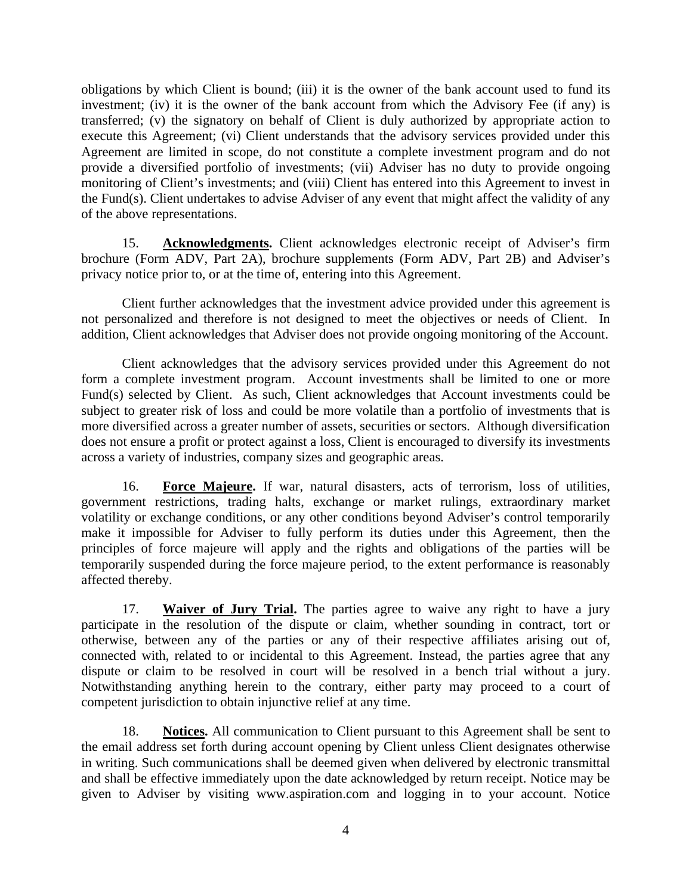obligations by which Client is bound; (iii) it is the owner of the bank account used to fund its investment; (iv) it is the owner of the bank account from which the Advisory Fee (if any) is transferred; (v) the signatory on behalf of Client is duly authorized by appropriate action to execute this Agreement; (vi) Client understands that the advisory services provided under this Agreement are limited in scope, do not constitute a complete investment program and do not provide a diversified portfolio of investments; (vii) Adviser has no duty to provide ongoing monitoring of Client's investments; and (viii) Client has entered into this Agreement to invest in the Fund(s). Client undertakes to advise Adviser of any event that might affect the validity of any of the above representations.

15. **Acknowledgments.** Client acknowledges electronic receipt of Adviser's firm brochure (Form ADV, Part 2A), brochure supplements (Form ADV, Part 2B) and Adviser's privacy notice prior to, or at the time of, entering into this Agreement.

Client further acknowledges that the investment advice provided under this agreement is not personalized and therefore is not designed to meet the objectives or needs of Client. In addition, Client acknowledges that Adviser does not provide ongoing monitoring of the Account.

Client acknowledges that the advisory services provided under this Agreement do not form a complete investment program. Account investments shall be limited to one or more Fund(s) selected by Client. As such, Client acknowledges that Account investments could be subject to greater risk of loss and could be more volatile than a portfolio of investments that is more diversified across a greater number of assets, securities or sectors. Although diversification does not ensure a profit or protect against a loss, Client is encouraged to diversify its investments across a variety of industries, company sizes and geographic areas.

16. **Force Majeure.** If war, natural disasters, acts of terrorism, loss of utilities, government restrictions, trading halts, exchange or market rulings, extraordinary market volatility or exchange conditions, or any other conditions beyond Adviser's control temporarily make it impossible for Adviser to fully perform its duties under this Agreement, then the principles of force majeure will apply and the rights and obligations of the parties will be temporarily suspended during the force majeure period, to the extent performance is reasonably affected thereby.

17. **Waiver of Jury Trial.** The parties agree to waive any right to have a jury participate in the resolution of the dispute or claim, whether sounding in contract, tort or otherwise, between any of the parties or any of their respective affiliates arising out of, connected with, related to or incidental to this Agreement. Instead, the parties agree that any dispute or claim to be resolved in court will be resolved in a bench trial without a jury. Notwithstanding anything herein to the contrary, either party may proceed to a court of competent jurisdiction to obtain injunctive relief at any time.

18. **Notices.** All communication to Client pursuant to this Agreement shall be sent to the email address set forth during account opening by Client unless Client designates otherwise in writing. Such communications shall be deemed given when delivered by electronic transmittal and shall be effective immediately upon the date acknowledged by return receipt. Notice may be given to Adviser by visiting www.aspiration.com and logging in to your account. Notice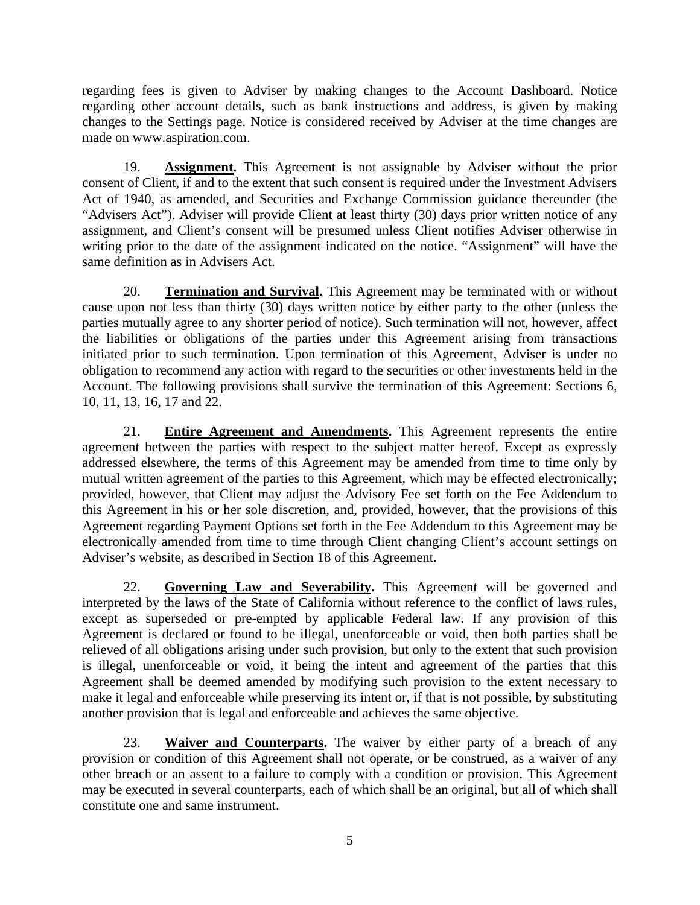regarding fees is given to Adviser by making changes to the Account Dashboard. Notice regarding other account details, such as bank instructions and address, is given by making changes to the Settings page. Notice is considered received by Adviser at the time changes are made on www.aspiration.com.

19. **Assignment.** This Agreement is not assignable by Adviser without the prior consent of Client, if and to the extent that such consent is required under the Investment Advisers Act of 1940, as amended, and Securities and Exchange Commission guidance thereunder (the "Advisers Act"). Adviser will provide Client at least thirty (30) days prior written notice of any assignment, and Client's consent will be presumed unless Client notifies Adviser otherwise in writing prior to the date of the assignment indicated on the notice. "Assignment" will have the same definition as in Advisers Act.

20. **Termination and Survival.** This Agreement may be terminated with or without cause upon not less than thirty (30) days written notice by either party to the other (unless the parties mutually agree to any shorter period of notice). Such termination will not, however, affect the liabilities or obligations of the parties under this Agreement arising from transactions initiated prior to such termination. Upon termination of this Agreement, Adviser is under no obligation to recommend any action with regard to the securities or other investments held in the Account. The following provisions shall survive the termination of this Agreement: Sections 6, 10, 11, 13, 16, 17 and 22.

21. **Entire Agreement and Amendments.** This Agreement represents the entire agreement between the parties with respect to the subject matter hereof. Except as expressly addressed elsewhere, the terms of this Agreement may be amended from time to time only by mutual written agreement of the parties to this Agreement, which may be effected electronically; provided, however, that Client may adjust the Advisory Fee set forth on the Fee Addendum to this Agreement in his or her sole discretion, and, provided, however, that the provisions of this Agreement regarding Payment Options set forth in the Fee Addendum to this Agreement may be electronically amended from time to time through Client changing Client's account settings on Adviser's website, as described in Section 18 of this Agreement.

22. **Governing Law and Severability.** This Agreement will be governed and interpreted by the laws of the State of California without reference to the conflict of laws rules, except as superseded or pre-empted by applicable Federal law. If any provision of this Agreement is declared or found to be illegal, unenforceable or void, then both parties shall be relieved of all obligations arising under such provision, but only to the extent that such provision is illegal, unenforceable or void, it being the intent and agreement of the parties that this Agreement shall be deemed amended by modifying such provision to the extent necessary to make it legal and enforceable while preserving its intent or, if that is not possible, by substituting another provision that is legal and enforceable and achieves the same objective.

23. **Waiver and Counterparts.** The waiver by either party of a breach of any provision or condition of this Agreement shall not operate, or be construed, as a waiver of any other breach or an assent to a failure to comply with a condition or provision. This Agreement may be executed in several counterparts, each of which shall be an original, but all of which shall constitute one and same instrument.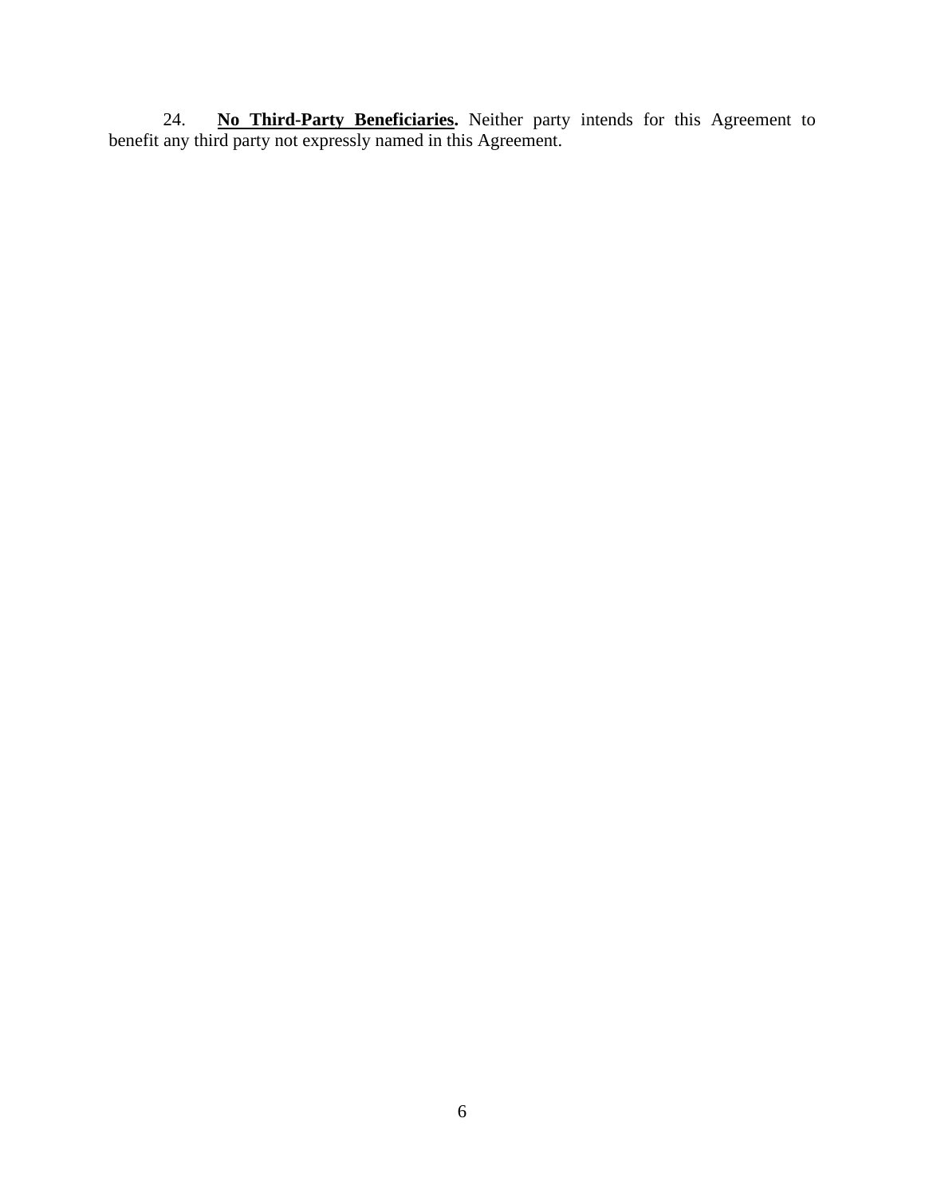24. **<u>No Third-Party Beneficiaries</u>.** Neither party intends for this Agreement to benefit any third party not expressly named in this Agreement.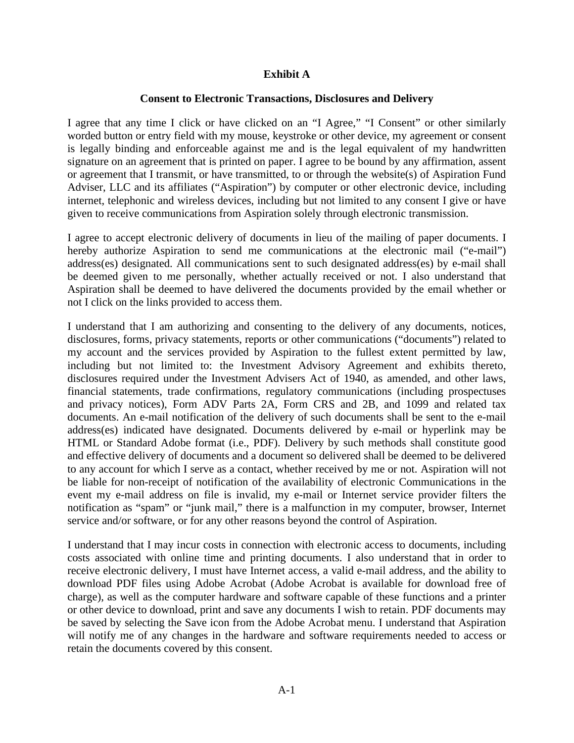**Exhibit A**

**Consent to Electronic Transactions, Disclosures and Delivery**

I agree that any time I click or have clicked on an "I Agree," "I Consent" or other similarly worded button or entry field with my mouse, keystroke or other device, my agreement or consent is legally binding and enforceable against me and is the legal equivalent of my handwritten signature on an agreement that is printed on paper. I agree to be bound by any affirmation, assent or agreement that I transmit, or have transmitted, to or through the website(s) of Aspiration Fund Adviser, LLC and its affiliates ("Aspiration") by computer or other electronic device, including internet, telephonic and wireless devices, including but not limited to any consent I give or have given to receive communications from Aspiration solely through electronic transmission.

I agree to accept electronic delivery of documents in lieu of the mailing of paper documents. I hereby authorize Aspiration to send me communications at the electronic mail ("e-mail") address(es) designated. All communications sent to such designated address(es) by e-mail shall be deemed given to me personally, whether actually received or not. I also understand that Aspiration shall be deemed to have delivered the documents provided by the email whether or not I click on the links provided to access them.

I understand that I am authorizing and consenting to the delivery of any documents, notices, disclosures, forms, privacy statements, reports or other communications ("documents") related to my account and the services provided by Aspiration to the fullest extent permitted by law, including but not limited to: the Investment Advisory Agreement and exhibits thereto, disclosures required under the Investment Advisers Act of 1940, as amended, and other laws, financial statements, trade confirmations, regulatory communications (including prospectuses and privacy notices), Form ADV Parts 2A, Form CRS and 2B, and 1099 and related tax documents. An e-mail notification of the delivery of such documents shall be sent to the e-mail address(es) indicated have designated. Documents delivered by e-mail or hyperlink may be HTML or Standard Adobe format (i.e., PDF). Delivery by such methods shall constitute good and effective delivery of documents and a document so delivered shall be deemed to be delivered to any account for which I serve as a contact, whether received by me or not. Aspiration will not be liable for non-receipt of notification of the availability of electronic Communications in the event my e-mail address on file is invalid, my e-mail or Internet service provider filters the notification as "spam" or "junk mail," there is a malfunction in my computer, browser, Internet service and/or software, or for any other reasons beyond the control of Aspiration.

I understand that I may incur costs in connection with electronic access to documents, including costs associated with online time and printing documents. I also understand that in order to receive electronic delivery, I must have Internet access, a valid e-mail address, and the ability to download PDF files using Adobe Acrobat (Adobe Acrobat is available for download free of charge), as well as the computer hardware and software capable of these functions and a printer or other device to download, print and save any documents I wish to retain. PDF documents may be saved by selecting the Save icon from the Adobe Acrobat menu. I understand that Aspiration will notify me of any changes in the hardware and software requirements needed to access or retain the documents covered by this consent.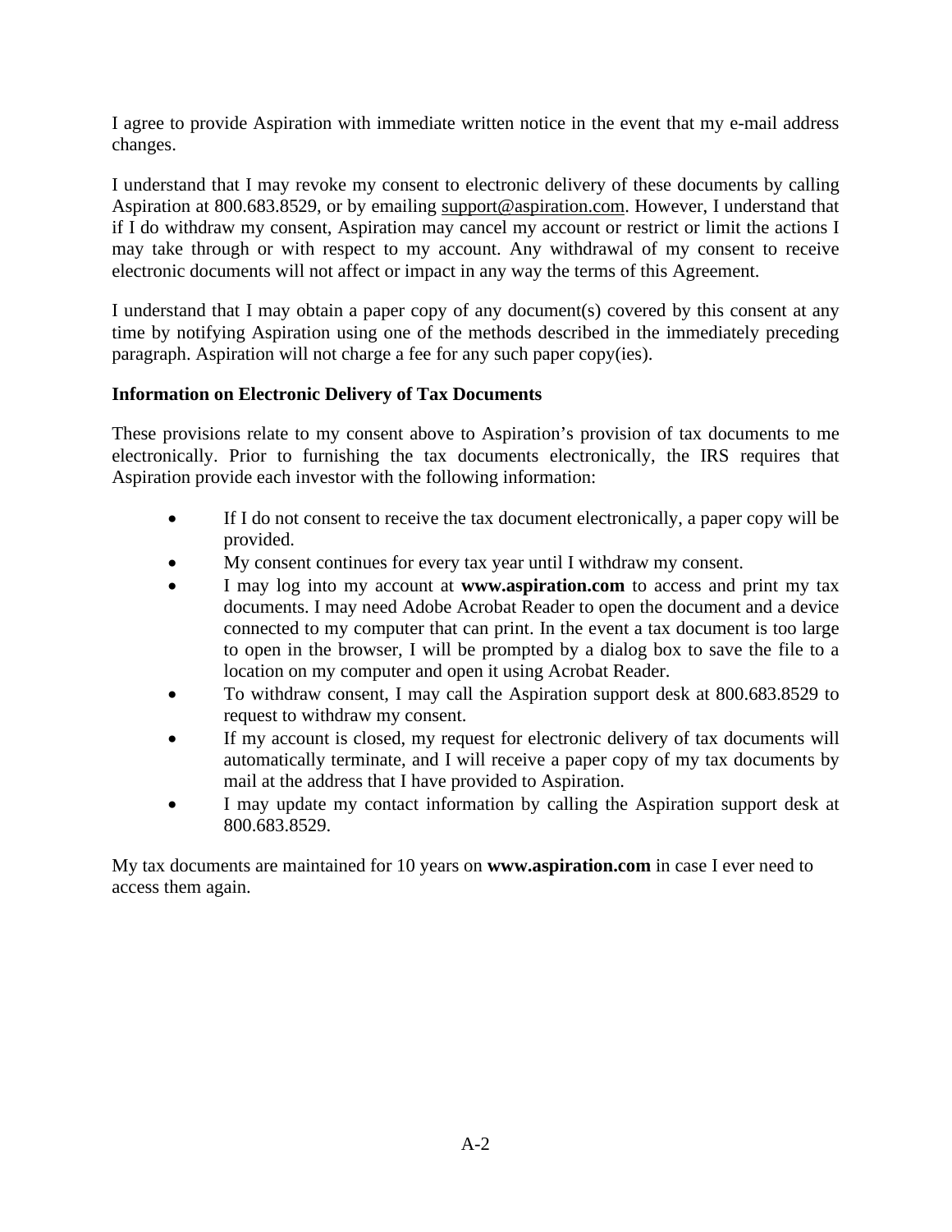I agree to provide Aspiration with immediate written notice in the event that my e-mail address changes.

I understand that I may revoke my consent to electronic delivery of these documents by calling Aspiration at 800.683.8529, or by emailing support@aspiration.com. However, I understand that if I do withdraw my consent, Aspiration may cancel my account or restrict or limit the actions I may take through or with respect to my account. Any withdrawal of my consent to receive electronic documents will not affect or impact in any way the terms of this Agreement.

I understand that I may obtain a paper copy of any document(s) covered by this consent at any time by notifying Aspiration using one of the methods described in the immediately preceding paragraph. Aspiration will not charge a fee for any such paper copy(ies).

**Information on Electronic Delivery of Tax Documents**

These provisions relate to my consent above to Aspiration's provision of tax documents to me electronically. Prior to furnishing the tax documents electronically, the IRS requires that Aspiration provide each investor with the following information:

- If I do not consent to receive the tax document electronically, a paper copy will be provided.
- My consent continues for every tax year until I withdraw my consent.
- I may log into my account at **www.aspiration.com** to access and print my tax documents. I may need Adobe Acrobat Reader to open the document and a device connected to my computer that can print. In the event a tax document is too large to open in the browser, I will be prompted by a dialog box to save the file to a location on my computer and open it using Acrobat Reader.
- To withdraw consent, I may call the Aspiration support desk at 800.683.8529 to request to withdraw my consent.
- If my account is closed, my request for electronic delivery of tax documents will automatically terminate, and I will receive a paper copy of my tax documents by mail at the address that I have provided to Aspiration.
- I may update my contact information by calling the Aspiration support desk at 800.683.8529.

My tax documents are maintained for 10 years on **www.aspiration.com** in case I ever need to access them again.